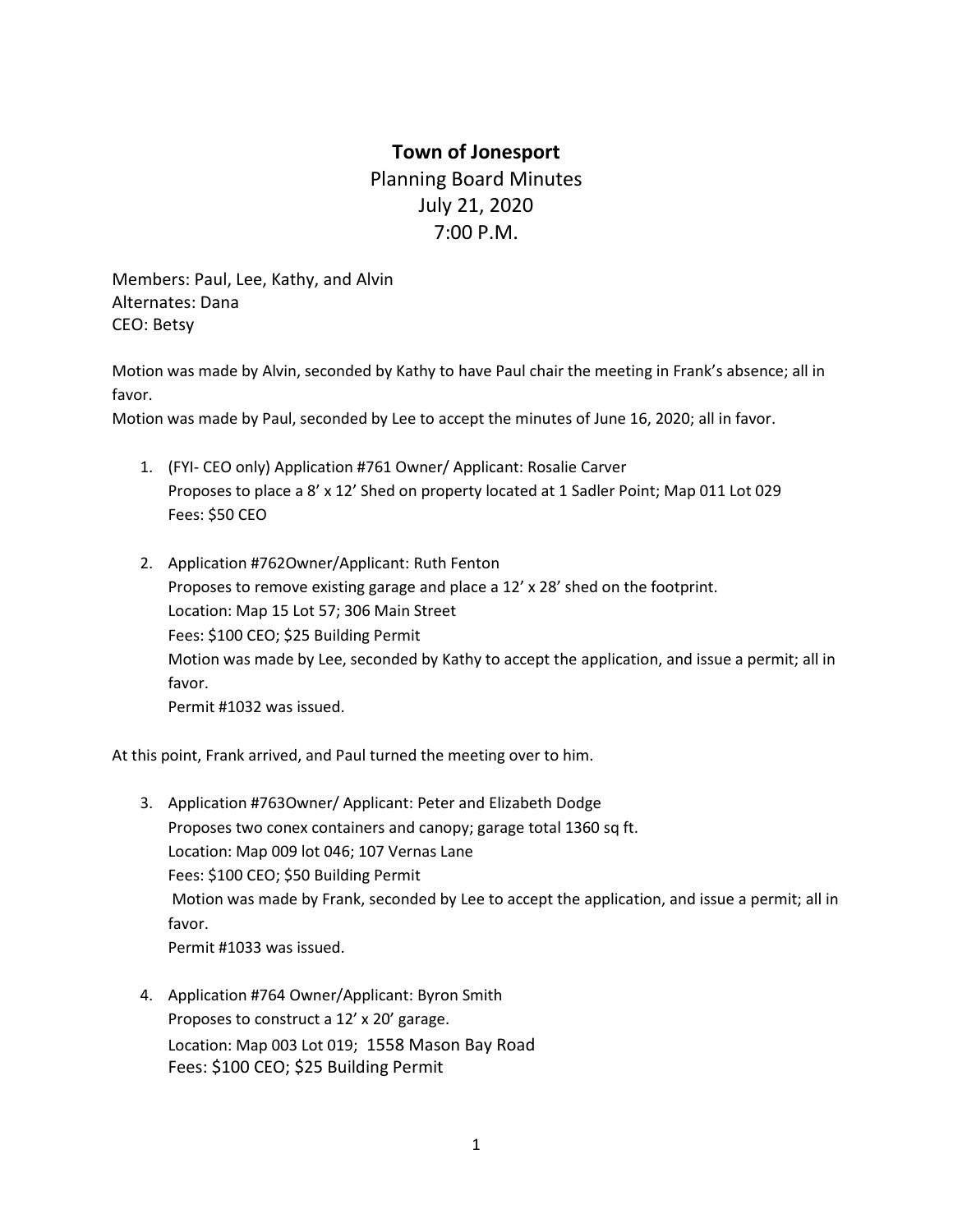# Town of Jonesport

Planning Board Minutes
July 21, 2020
7:00 P.M.

Members: Paul, Lee, Kathy, and Alvin
Alternates: Dana
CEO: Betsy

Motion was made by Alvin, seconded by Kathy to have Paul chair the meeting in Frank's absence; all in favor.
Motion was made by Paul, seconded by Lee to accept the minutes of June 16, 2020; all in favor.

1. (FYI- CEO only) Application #761 Owner/ Applicant: Rosalie Carver
   Proposes to place a 8' x 12' Shed on property located at 1 Sadler Point; Map 011 Lot 029
   Fees: $50 CEO

2. Application #762Owner/Applicant: Ruth Fenton
   Proposes to remove existing garage and place a 12' x 28' shed on the footprint.
   Location: Map 15 Lot 57; 306 Main Street
   Fees: $100 CEO; $25 Building Permit
   Motion was made by Lee, seconded by Kathy to accept the application, and issue a permit; all in favor.
   Permit #1032 was issued.

At this point, Frank arrived, and Paul turned the meeting over to him.

3. Application #763Owner/ Applicant: Peter and Elizabeth Dodge
   Proposes two conex containers and canopy; garage total 1360 sq ft.
   Location: Map 009 lot 046; 107 Vernas Lane
   Fees: $100 CEO; $50 Building Permit
   Motion was made by Frank, seconded by Lee to accept the application, and issue a permit; all in favor.
   Permit #1033 was issued.

4. Application #764 Owner/Applicant: Byron Smith
   Proposes to construct a 12' x 20' garage.
   Location: Map 003 Lot 019; 1558 Mason Bay Road
   Fees: $100 CEO; $25 Building Permit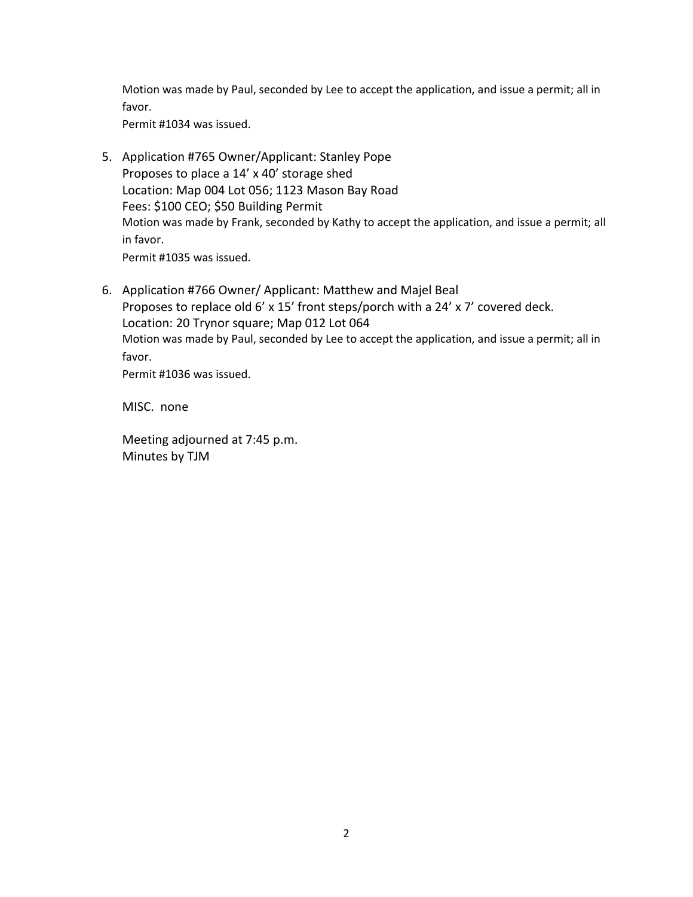Motion was made by Paul, seconded by Lee to accept the application, and issue a permit; all in favor.
Permit #1034 was issued.

5. Application #765 Owner/Applicant: Stanley Pope
   Proposes to place a 14' x 40' storage shed
   Location: Map 004 Lot 056; 1123 Mason Bay Road
   Fees: $100 CEO; $50 Building Permit
   Motion was made by Frank, seconded by Kathy to accept the application, and issue a permit; all in favor.
   Permit #1035 was issued.

6. Application #766 Owner/ Applicant: Matthew and Majel Beal
   Proposes to replace old 6' x 15' front steps/porch with a 24' x 7' covered deck.
   Location: 20 Trynor square; Map 012 Lot 064
   Motion was made by Paul, seconded by Lee to accept the application, and issue a permit; all in favor.
   Permit #1036 was issued.

   MISC. none

   Meeting adjourned at 7:45 p.m.
   Minutes by TJM